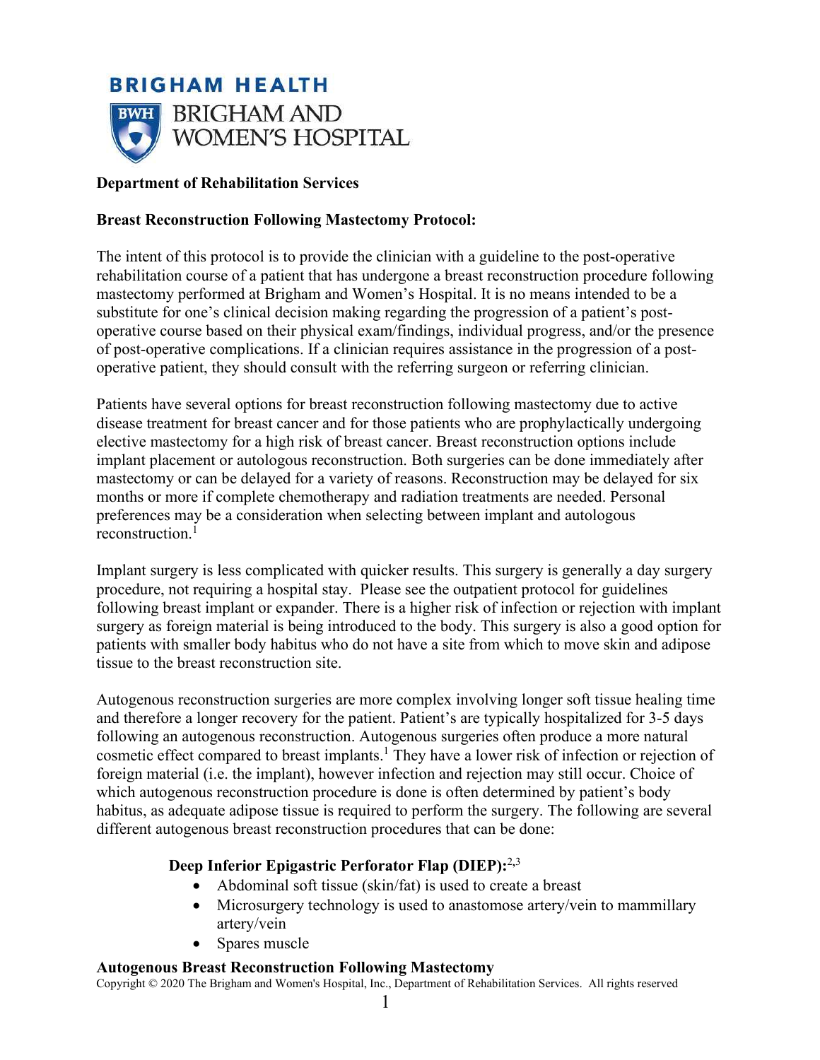**BRIGHAM HEALTH**

**BRIGHAM AND WOMEN'S HOSPITAL**

**Department of Rehabilitation Services**

**Breast Reconstruction Following Mastectomy Protocol:**

The intent of this protocol is to provide the clinician with a guideline to the post-operative rehabilitation course of a patient that has undergone a breast reconstruction procedure following mastectomy performed at Brigham and Women's Hospital. It is no means intended to be a substitute for one's clinical decision making regarding the progression of a patient's post-operative course based on their physical exam/findings, individual progress, and/or the presence of post-operative complications. If a clinician requires assistance in the progression of a post-operative patient, they should consult with the referring surgeon or referring clinician.

Patients have several options for breast reconstruction following mastectomy due to active disease treatment for breast cancer and for those patients who are prophylactically undergoing elective mastectomy for a high risk of breast cancer. Breast reconstruction options include implant placement or autologous reconstruction. Both surgeries can be done immediately after mastectomy or can be delayed for a variety of reasons. Reconstruction may be delayed for six months or more if complete chemotherapy and radiation treatments are needed. Personal preferences may be a consideration when selecting between implant and autologous reconstruction.[1]

Implant surgery is less complicated with quicker results. This surgery is generally a day surgery procedure, not requiring a hospital stay. Please see the outpatient protocol for guidelines following breast implant or expander. There is a higher risk of infection or rejection with implant surgery as foreign material is being introduced to the body. This surgery is also a good option for patients with smaller body habitus who do not have a site from which to move skin and adipose tissue to the breast reconstruction site.

Autogenous reconstruction surgeries are more complex involving longer soft tissue healing time and therefore a longer recovery for the patient. Patient's are typically hospitalized for 3-5 days following an autogenous reconstruction. Autogenous surgeries often produce a more natural cosmetic effect compared to breast implants.[1] They have a lower risk of infection or rejection of foreign material (i.e. the implant), however infection and rejection may still occur. Choice of which autogenous reconstruction procedure is done is often determined by patient's body habitus, as adequate adipose tissue is required to perform the surgery. The following are several different autogenous breast reconstruction procedures that can be done:

**Deep Inferior Epigastric Perforator Flap (DIEP):**[2,3]

- Abdominal soft tissue (skin/fat) is used to create a breast
- Microsurgery technology is used to anastomose artery/vein to mammillary artery/vein
- Spares muscle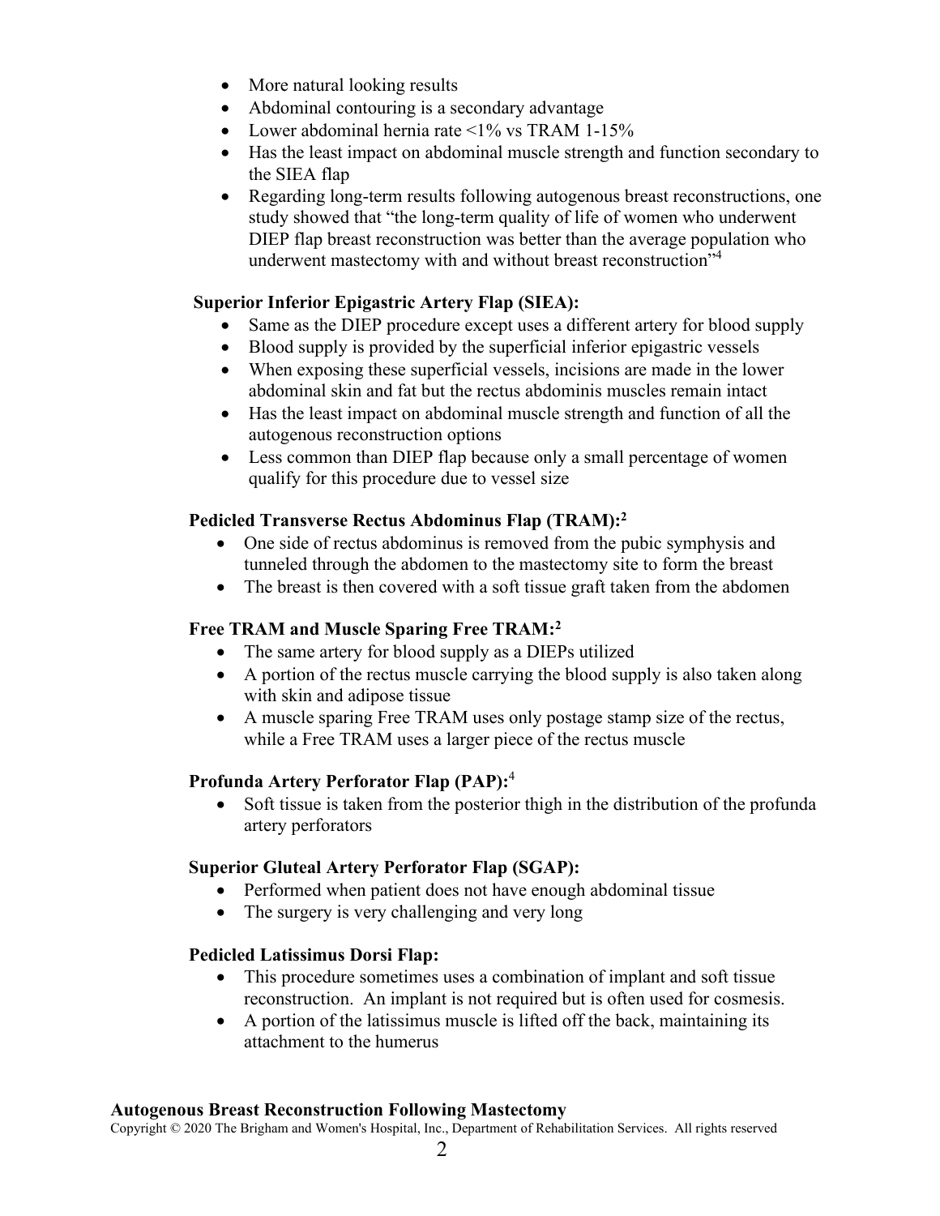- More natural looking results
- Abdominal contouring is a secondary advantage
- Lower abdominal hernia rate <1% vs TRAM 1-15%
- Has the least impact on abdominal muscle strength and function secondary to the SIEA flap
- Regarding long-term results following autogenous breast reconstructions, one study showed that "the long-term quality of life of women who underwent DIEP flap breast reconstruction was better than the average population who underwent mastectomy with and without breast reconstruction"[4]

**Superior Inferior Epigastric Artery Flap (SIEA):**

- Same as the DIEP procedure except uses a different artery for blood supply
- Blood supply is provided by the superficial inferior epigastric vessels
- When exposing these superficial vessels, incisions are made in the lower abdominal skin and fat but the rectus abdominis muscles remain intact
- Has the least impact on abdominal muscle strength and function of all the autogenous reconstruction options
- Less common than DIEP flap because only a small percentage of women qualify for this procedure due to vessel size

**Pedicled Transverse Rectus Abdominus Flap (TRAM):[2]**

- One side of rectus abdominus is removed from the pubic symphysis and tunneled through the abdomen to the mastectomy site to form the breast
- The breast is then covered with a soft tissue graft taken from the abdomen

**Free TRAM and Muscle Sparing Free TRAM:[2]**

- The same artery for blood supply as a DIEPs utilized
- A portion of the rectus muscle carrying the blood supply is also taken along with skin and adipose tissue
- A muscle sparing Free TRAM uses only postage stamp size of the rectus, while a Free TRAM uses a larger piece of the rectus muscle

**Profunda Artery Perforator Flap (PAP):**[4]

- Soft tissue is taken from the posterior thigh in the distribution of the profunda artery perforators

**Superior Gluteal Artery Perforator Flap (SGAP):**

- Performed when patient does not have enough abdominal tissue
- The surgery is very challenging and very long

**Pedicled Latissimus Dorsi Flap:**

- This procedure sometimes uses a combination of implant and soft tissue reconstruction. An implant is not required but is often used for cosmesis.
- A portion of the latissimus muscle is lifted off the back, maintaining its attachment to the humerus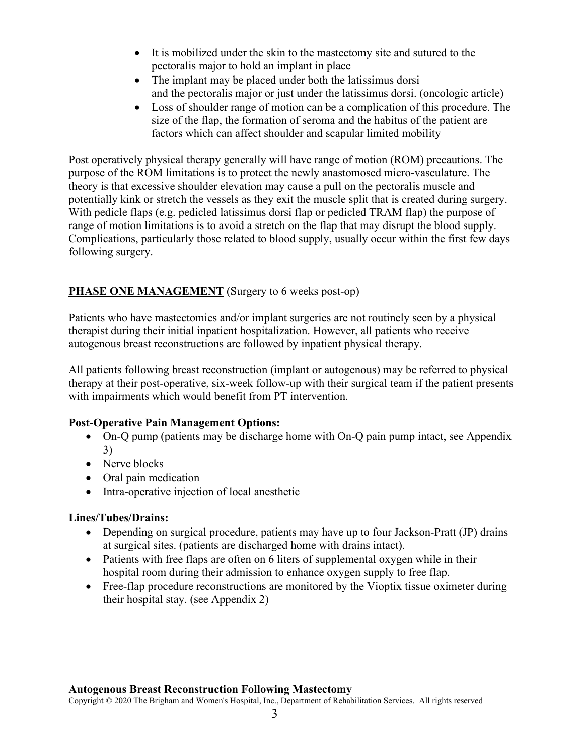- It is mobilized under the skin to the mastectomy site and sutured to the pectoralis major to hold an implant in place
- The implant may be placed under both the latissimus dorsi and the pectoralis major or just under the latissimus dorsi. (oncologic article)
- Loss of shoulder range of motion can be a complication of this procedure. The size of the flap, the formation of seroma and the habitus of the patient are factors which can affect shoulder and scapular limited mobility

Post operatively physical therapy generally will have range of motion (ROM) precautions. The purpose of the ROM limitations is to protect the newly anastomosed micro-vasculature. The theory is that excessive shoulder elevation may cause a pull on the pectoralis muscle and potentially kink or stretch the vessels as they exit the muscle split that is created during surgery. With pedicle flaps (e.g. pedicled latissimus dorsi flap or pedicled TRAM flap) the purpose of range of motion limitations is to avoid a stretch on the flap that may disrupt the blood supply. Complications, particularly those related to blood supply, usually occur within the first few days following surgery.

## **PHASE ONE MANAGEMENT** (Surgery to 6 weeks post-op)

Patients who have mastectomies and/or implant surgeries are not routinely seen by a physical therapist during their initial inpatient hospitalization. However, all patients who receive autogenous breast reconstructions are followed by inpatient physical therapy.

All patients following breast reconstruction (implant or autogenous) may be referred to physical therapy at their post-operative, six-week follow-up with their surgical team if the patient presents with impairments which would benefit from PT intervention.

**Post-Operative Pain Management Options:**

- On-Q pump (patients may be discharge home with On-Q pain pump intact, see Appendix 3)
- Nerve blocks
- Oral pain medication
- Intra-operative injection of local anesthetic

**Lines/Tubes/Drains:**

- Depending on surgical procedure, patients may have up to four Jackson-Pratt (JP) drains at surgical sites. (patients are discharged home with drains intact).
- Patients with free flaps are often on 6 liters of supplemental oxygen while in their hospital room during their admission to enhance oxygen supply to free flap.
- Free-flap procedure reconstructions are monitored by the Vioptix tissue oximeter during their hospital stay. (see Appendix 2)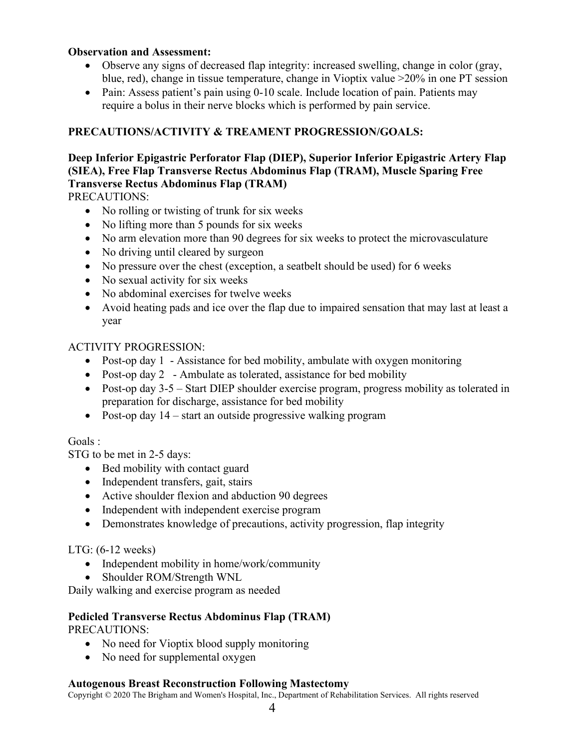**Observation and Assessment:**

- Observe any signs of decreased flap integrity: increased swelling, change in color (gray, blue, red), change in tissue temperature, change in Vioptix value >20% in one PT session
- Pain: Assess patient's pain using 0-10 scale. Include location of pain. Patients may require a bolus in their nerve blocks which is performed by pain service.

**PRECAUTIONS/ACTIVITY & TREAMENT PROGRESSION/GOALS:**

**Deep Inferior Epigastric Perforator Flap (DIEP), Superior Inferior Epigastric Artery Flap (SIEA), Free Flap Transverse Rectus Abdominus Flap (TRAM), Muscle Sparing Free Transverse Rectus Abdominus Flap (TRAM)**

PRECAUTIONS:

- No rolling or twisting of trunk for six weeks
- No lifting more than 5 pounds for six weeks
- No arm elevation more than 90 degrees for six weeks to protect the microvasculature
- No driving until cleared by surgeon
- No pressure over the chest (exception, a seatbelt should be used) for 6 weeks
- No sexual activity for six weeks
- No abdominal exercises for twelve weeks
- Avoid heating pads and ice over the flap due to impaired sensation that may last at least a year

ACTIVITY PROGRESSION:

- Post-op day 1 - Assistance for bed mobility, ambulate with oxygen monitoring
- Post-op day 2 - Ambulate as tolerated, assistance for bed mobility
- Post-op day 3-5 – Start DIEP shoulder exercise program, progress mobility as tolerated in preparation for discharge, assistance for bed mobility
- Post-op day 14 – start an outside progressive walking program

Goals :

STG to be met in 2-5 days:

- Bed mobility with contact guard
- Independent transfers, gait, stairs
- Active shoulder flexion and abduction 90 degrees
- Independent with independent exercise program
- Demonstrates knowledge of precautions, activity progression, flap integrity

LTG: (6-12 weeks)

- Independent mobility in home/work/community
- Shoulder ROM/Strength WNL

Daily walking and exercise program as needed

**Pedicled Transverse Rectus Abdominus Flap (TRAM)**

PRECAUTIONS:

- No need for Vioptix blood supply monitoring
- No need for supplemental oxygen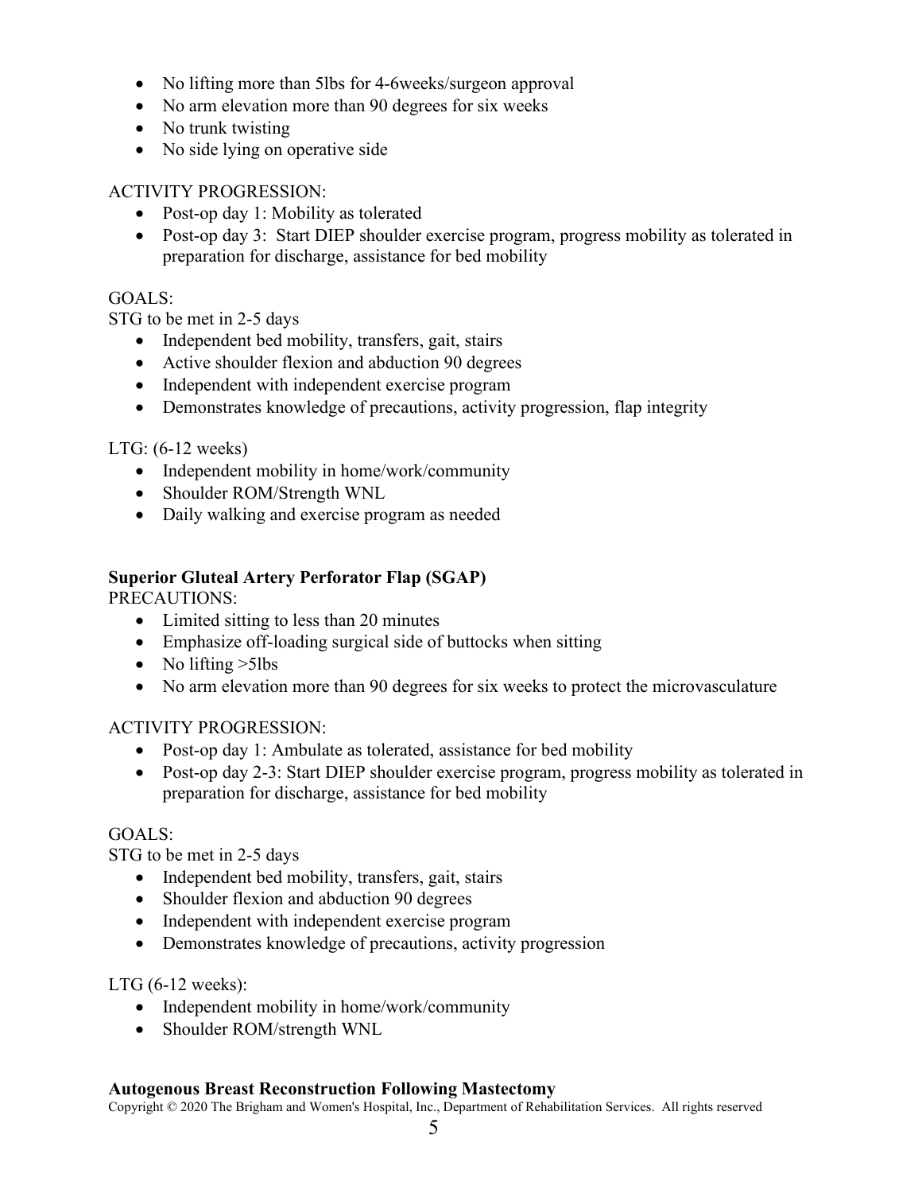- No lifting more than 5lbs for 4-6weeks/surgeon approval
- No arm elevation more than 90 degrees for six weeks
- No trunk twisting
- No side lying on operative side

ACTIVITY PROGRESSION:

- Post-op day 1: Mobility as tolerated
- Post-op day 3: Start DIEP shoulder exercise program, progress mobility as tolerated in preparation for discharge, assistance for bed mobility

GOALS:

STG to be met in 2-5 days

- Independent bed mobility, transfers, gait, stairs
- Active shoulder flexion and abduction 90 degrees
- Independent with independent exercise program
- Demonstrates knowledge of precautions, activity progression, flap integrity

LTG: (6-12 weeks)

- Independent mobility in home/work/community
- Shoulder ROM/Strength WNL
- Daily walking and exercise program as needed

**Superior Gluteal Artery Perforator Flap (SGAP)**

PRECAUTIONS:

- Limited sitting to less than 20 minutes
- Emphasize off-loading surgical side of buttocks when sitting
- No lifting >5lbs
- No arm elevation more than 90 degrees for six weeks to protect the microvasculature

ACTIVITY PROGRESSION:

- Post-op day 1: Ambulate as tolerated, assistance for bed mobility
- Post-op day 2-3: Start DIEP shoulder exercise program, progress mobility as tolerated in preparation for discharge, assistance for bed mobility

GOALS:

STG to be met in 2-5 days

- Independent bed mobility, transfers, gait, stairs
- Shoulder flexion and abduction 90 degrees
- Independent with independent exercise program
- Demonstrates knowledge of precautions, activity progression

LTG (6-12 weeks):

- Independent mobility in home/work/community
- Shoulder ROM/strength WNL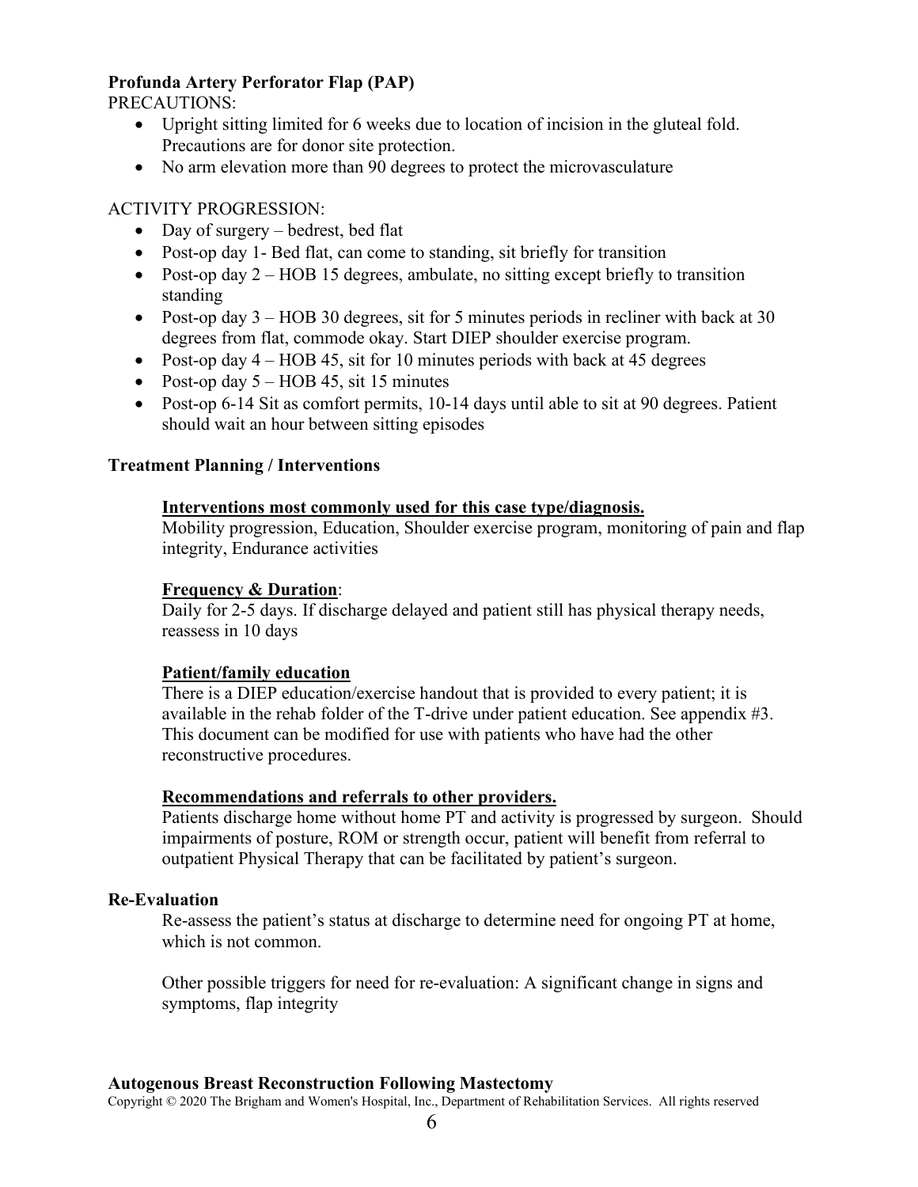**Profunda Artery Perforator Flap (PAP)**

PRECAUTIONS:

- Upright sitting limited for 6 weeks due to location of incision in the gluteal fold. Precautions are for donor site protection.
- No arm elevation more than 90 degrees to protect the microvasculature

ACTIVITY PROGRESSION:

- Day of surgery – bedrest, bed flat
- Post-op day 1- Bed flat, can come to standing, sit briefly for transition
- Post-op day 2 – HOB 15 degrees, ambulate, no sitting except briefly to transition standing
- Post-op day 3 – HOB 30 degrees, sit for 5 minutes periods in recliner with back at 30 degrees from flat, commode okay. Start DIEP shoulder exercise program.
- Post-op day 4 – HOB 45, sit for 10 minutes periods with back at 45 degrees
- Post-op day 5 – HOB 45, sit 15 minutes
- Post-op 6-14 Sit as comfort permits, 10-14 days until able to sit at 90 degrees. Patient should wait an hour between sitting episodes

**Treatment Planning / Interventions**

**Interventions most commonly used for this case type/diagnosis.**

Mobility progression, Education, Shoulder exercise program, monitoring of pain and flap integrity, Endurance activities

**Frequency & Duration**:

Daily for 2-5 days. If discharge delayed and patient still has physical therapy needs, reassess in 10 days

**Patient/family education**

There is a DIEP education/exercise handout that is provided to every patient; it is available in the rehab folder of the T-drive under patient education. See appendix #3. This document can be modified for use with patients who have had the other reconstructive procedures.

**Recommendations and referrals to other providers.**

Patients discharge home without home PT and activity is progressed by surgeon. Should impairments of posture, ROM or strength occur, patient will benefit from referral to outpatient Physical Therapy that can be facilitated by patient's surgeon.

**Re-Evaluation**

Re-assess the patient's status at discharge to determine need for ongoing PT at home, which is not common.

Other possible triggers for need for re-evaluation: A significant change in signs and symptoms, flap integrity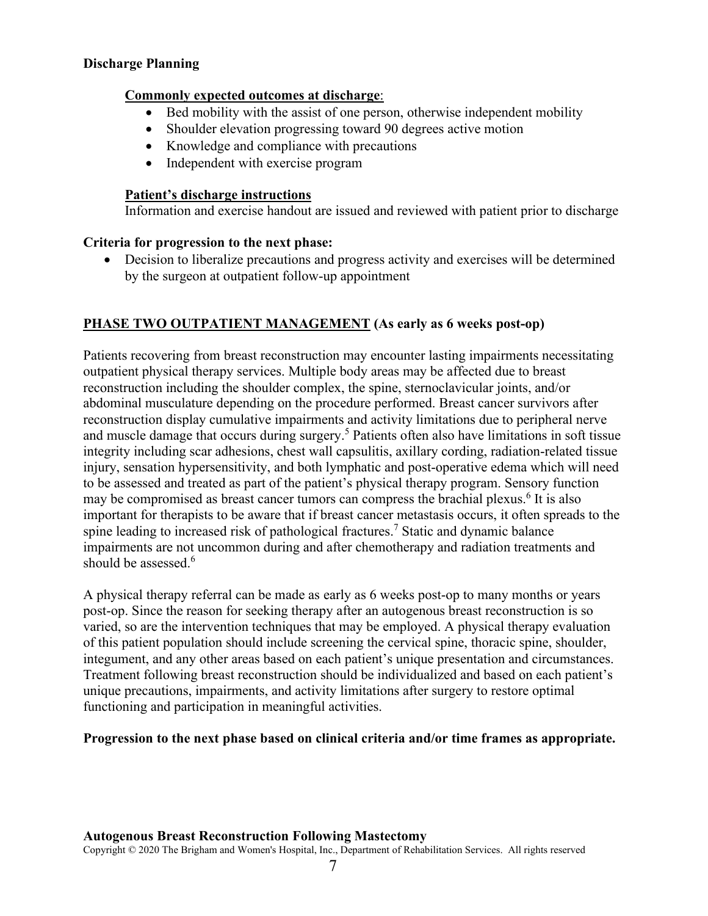**Discharge Planning**

**Commonly expected outcomes at discharge**:

- Bed mobility with the assist of one person, otherwise independent mobility
- Shoulder elevation progressing toward 90 degrees active motion
- Knowledge and compliance with precautions
- Independent with exercise program

**Patient's discharge instructions**

Information and exercise handout are issued and reviewed with patient prior to discharge

**Criteria for progression to the next phase:**

- Decision to liberalize precautions and progress activity and exercises will be determined by the surgeon at outpatient follow-up appointment

**PHASE TWO OUTPATIENT MANAGEMENT (As early as 6 weeks post-op)**

Patients recovering from breast reconstruction may encounter lasting impairments necessitating outpatient physical therapy services. Multiple body areas may be affected due to breast reconstruction including the shoulder complex, the spine, sternoclavicular joints, and/or abdominal musculature depending on the procedure performed. Breast cancer survivors after reconstruction display cumulative impairments and activity limitations due to peripheral nerve and muscle damage that occurs during surgery.[5] Patients often also have limitations in soft tissue integrity including scar adhesions, chest wall capsulitis, axillary cording, radiation-related tissue injury, sensation hypersensitivity, and both lymphatic and post-operative edema which will need to be assessed and treated as part of the patient's physical therapy program. Sensory function may be compromised as breast cancer tumors can compress the brachial plexus.[6] It is also important for therapists to be aware that if breast cancer metastasis occurs, it often spreads to the spine leading to increased risk of pathological fractures.[7] Static and dynamic balance impairments are not uncommon during and after chemotherapy and radiation treatments and should be assessed.[6]

A physical therapy referral can be made as early as 6 weeks post-op to many months or years post-op. Since the reason for seeking therapy after an autogenous breast reconstruction is so varied, so are the intervention techniques that may be employed. A physical therapy evaluation of this patient population should include screening the cervical spine, thoracic spine, shoulder, integument, and any other areas based on each patient's unique presentation and circumstances. Treatment following breast reconstruction should be individualized and based on each patient's unique precautions, impairments, and activity limitations after surgery to restore optimal functioning and participation in meaningful activities.

**Progression to the next phase based on clinical criteria and/or time frames as appropriate.**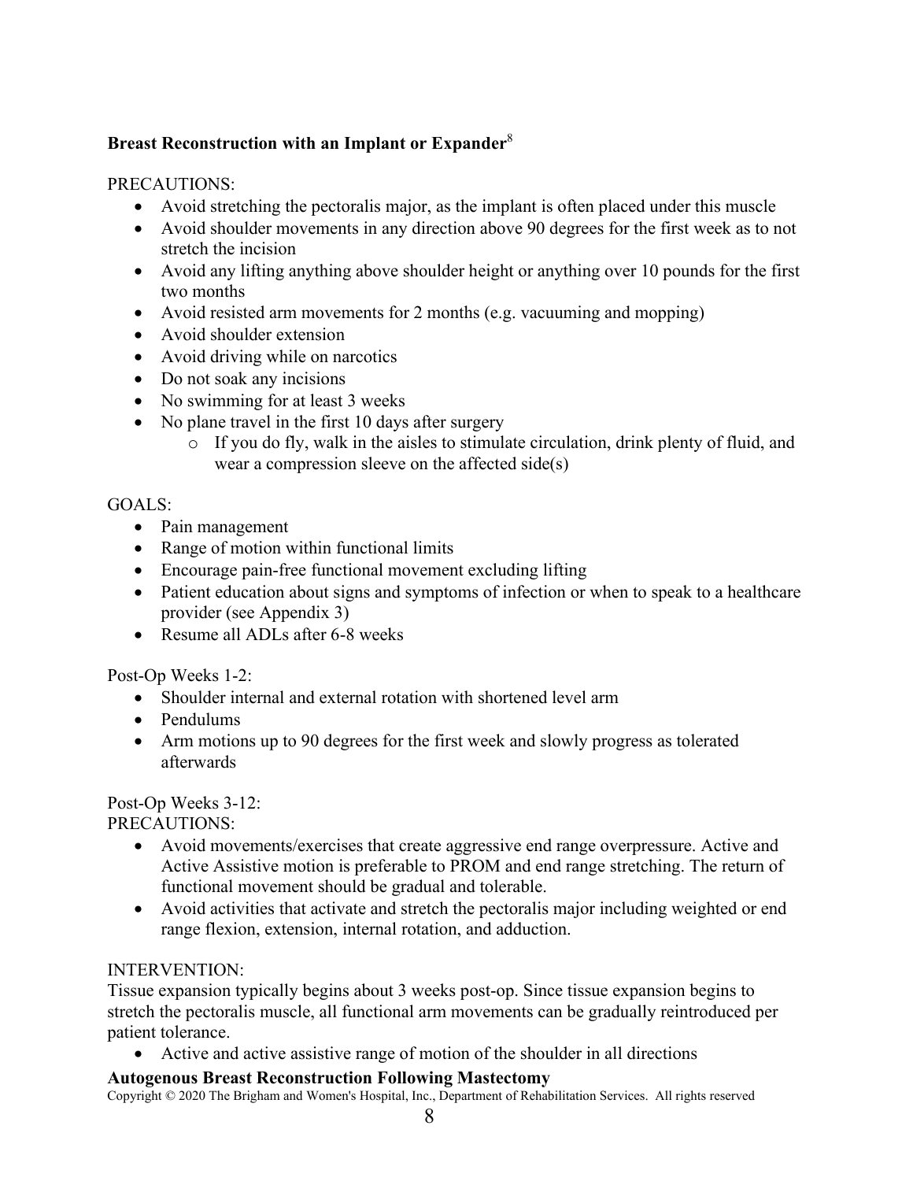## Breast Reconstruction with an Implant or Expander[8]

PRECAUTIONS:

- Avoid stretching the pectoralis major, as the implant is often placed under this muscle
- Avoid shoulder movements in any direction above 90 degrees for the first week as to not stretch the incision
- Avoid any lifting anything above shoulder height or anything over 10 pounds for the first two months
- Avoid resisted arm movements for 2 months (e.g. vacuuming and mopping)
- Avoid shoulder extension
- Avoid driving while on narcotics
- Do not soak any incisions
- No swimming for at least 3 weeks
- No plane travel in the first 10 days after surgery
    - If you do fly, walk in the aisles to stimulate circulation, drink plenty of fluid, and wear a compression sleeve on the affected side(s)

GOALS:

- Pain management
- Range of motion within functional limits
- Encourage pain-free functional movement excluding lifting
- Patient education about signs and symptoms of infection or when to speak to a healthcare provider (see Appendix 3)
- Resume all ADLs after 6-8 weeks

Post-Op Weeks 1-2:

- Shoulder internal and external rotation with shortened level arm
- Pendulums
- Arm motions up to 90 degrees for the first week and slowly progress as tolerated afterwards

Post-Op Weeks 3-12:

PRECAUTIONS:

- Avoid movements/exercises that create aggressive end range overpressure. Active and Active Assistive motion is preferable to PROM and end range stretching. The return of functional movement should be gradual and tolerable.
- Avoid activities that activate and stretch the pectoralis major including weighted or end range flexion, extension, internal rotation, and adduction.

INTERVENTION:

Tissue expansion typically begins about 3 weeks post-op. Since tissue expansion begins to stretch the pectoralis muscle, all functional arm movements can be gradually reintroduced per patient tolerance.

- Active and active assistive range of motion of the shoulder in all directions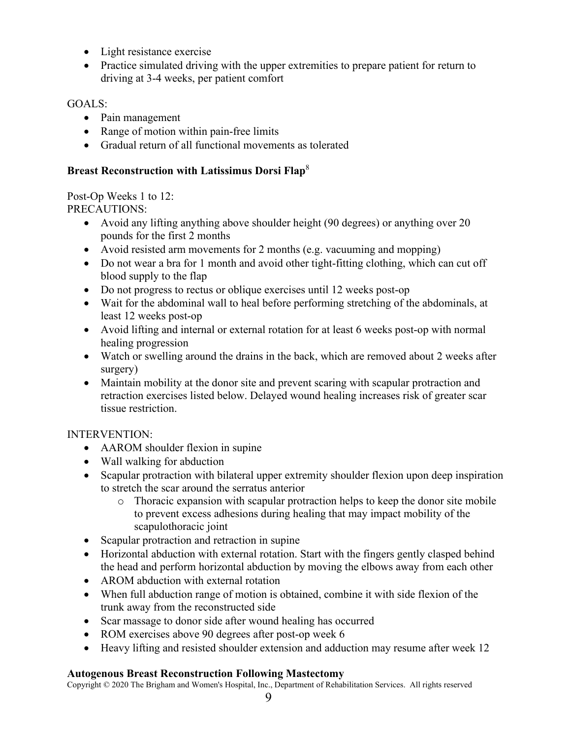- Light resistance exercise
- Practice simulated driving with the upper extremities to prepare patient for return to driving at 3-4 weeks, per patient comfort

GOALS:

- Pain management
- Range of motion within pain-free limits
- Gradual return of all functional movements as tolerated

**Breast Reconstruction with Latissimus Dorsi Flap**[8]

Post-Op Weeks 1 to 12:
PRECAUTIONS:

- Avoid any lifting anything above shoulder height (90 degrees) or anything over 20 pounds for the first 2 months
- Avoid resisted arm movements for 2 months (e.g. vacuuming and mopping)
- Do not wear a bra for 1 month and avoid other tight-fitting clothing, which can cut off blood supply to the flap
- Do not progress to rectus or oblique exercises until 12 weeks post-op
- Wait for the abdominal wall to heal before performing stretching of the abdominals, at least 12 weeks post-op
- Avoid lifting and internal or external rotation for at least 6 weeks post-op with normal healing progression
- Watch or swelling around the drains in the back, which are removed about 2 weeks after surgery)
- Maintain mobility at the donor site and prevent scaring with scapular protraction and retraction exercises listed below. Delayed wound healing increases risk of greater scar tissue restriction.

INTERVENTION:

- AAROM shoulder flexion in supine
- Wall walking for abduction
- Scapular protraction with bilateral upper extremity shoulder flexion upon deep inspiration to stretch the scar around the serratus anterior
  - Thoracic expansion with scapular protraction helps to keep the donor site mobile to prevent excess adhesions during healing that may impact mobility of the scapulothoracic joint
- Scapular protraction and retraction in supine
- Horizontal abduction with external rotation. Start with the fingers gently clasped behind the head and perform horizontal abduction by moving the elbows away from each other
- AROM abduction with external rotation
- When full abduction range of motion is obtained, combine it with side flexion of the trunk away from the reconstructed side
- Scar massage to donor side after wound healing has occurred
- ROM exercises above 90 degrees after post-op week 6
- Heavy lifting and resisted shoulder extension and adduction may resume after week 12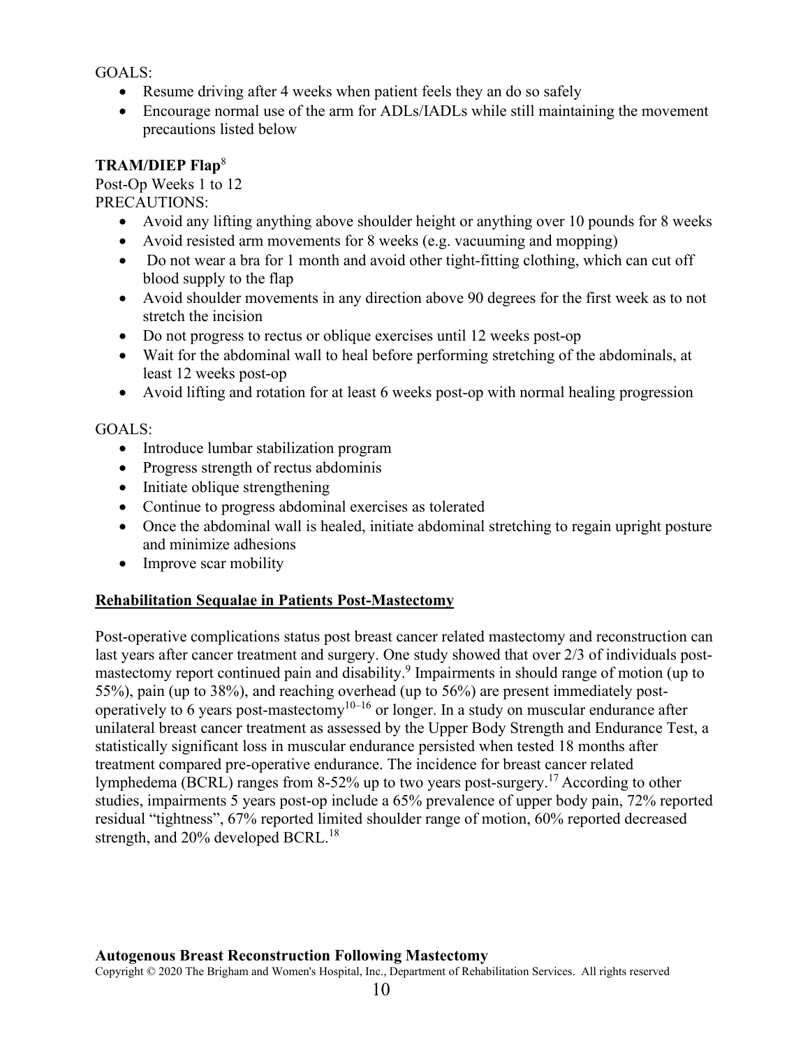GOALS:

- Resume driving after 4 weeks when patient feels they an do so safely
- Encourage normal use of the arm for ADLs/IADLs while still maintaining the movement precautions listed below

**TRAM/DIEP Flap**[8]

Post-Op Weeks 1 to 12

PRECAUTIONS:

- Avoid any lifting anything above shoulder height or anything over 10 pounds for 8 weeks
- Avoid resisted arm movements for 8 weeks (e.g. vacuuming and mopping)
- Do not wear a bra for 1 month and avoid other tight-fitting clothing, which can cut off blood supply to the flap
- Avoid shoulder movements in any direction above 90 degrees for the first week as to not stretch the incision
- Do not progress to rectus or oblique exercises until 12 weeks post-op
- Wait for the abdominal wall to heal before performing stretching of the abdominals, at least 12 weeks post-op
- Avoid lifting and rotation for at least 6 weeks post-op with normal healing progression

GOALS:

- Introduce lumbar stabilization program
- Progress strength of rectus abdominis
- Initiate oblique strengthening
- Continue to progress abdominal exercises as tolerated
- Once the abdominal wall is healed, initiate abdominal stretching to regain upright posture and minimize adhesions
- Improve scar mobility

**Rehabilitation Sequalae in Patients Post-Mastectomy**

Post-operative complications status post breast cancer related mastectomy and reconstruction can last years after cancer treatment and surgery. One study showed that over 2/3 of individuals post-mastectomy report continued pain and disability.[9] Impairments in should range of motion (up to 55%), pain (up to 38%), and reaching overhead (up to 56%) are present immediately post-operatively to 6 years post-mastectomy[10–16] or longer. In a study on muscular endurance after unilateral breast cancer treatment as assessed by the Upper Body Strength and Endurance Test, a statistically significant loss in muscular endurance persisted when tested 18 months after treatment compared pre-operative endurance. The incidence for breast cancer related lymphedema (BCRL) ranges from 8-52% up to two years post-surgery.[17] According to other studies, impairments 5 years post-op include a 65% prevalence of upper body pain, 72% reported residual "tightness", 67% reported limited shoulder range of motion, 60% reported decreased strength, and 20% developed BCRL.[18]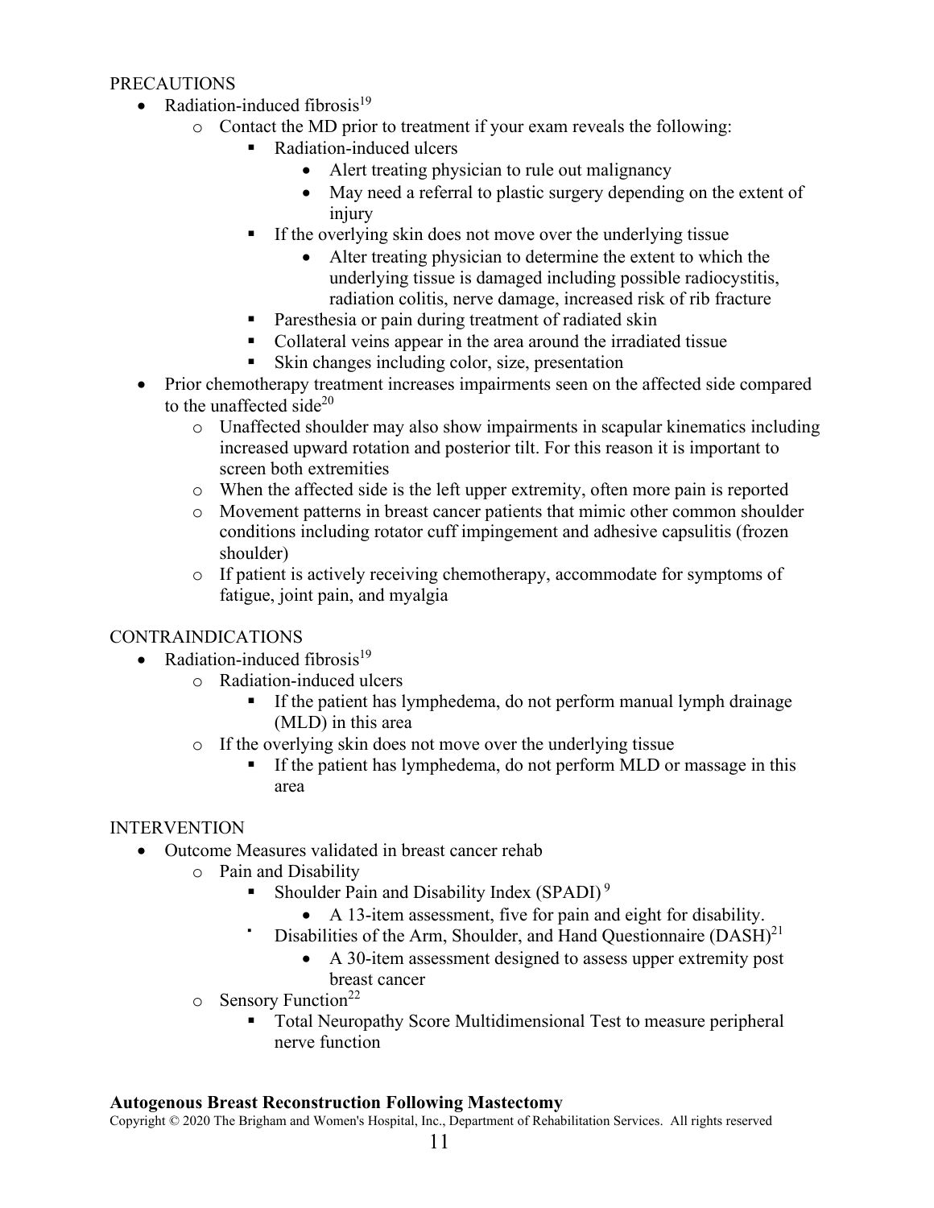PRECAUTIONS

- Radiation-induced fibrosis[19]
  - Contact the MD prior to treatment if your exam reveals the following:
    - Radiation-induced ulcers
      - Alert treating physician to rule out malignancy
      - May need a referral to plastic surgery depending on the extent of injury
    - If the overlying skin does not move over the underlying tissue
      - Alter treating physician to determine the extent to which the underlying tissue is damaged including possible radiocystitis, radiation colitis, nerve damage, increased risk of rib fracture
    - Paresthesia or pain during treatment of radiated skin
    - Collateral veins appear in the area around the irradiated tissue
    - Skin changes including color, size, presentation
- Prior chemotherapy treatment increases impairments seen on the affected side compared to the unaffected side[20]
  - Unaffected shoulder may also show impairments in scapular kinematics including increased upward rotation and posterior tilt. For this reason it is important to screen both extremities
  - When the affected side is the left upper extremity, often more pain is reported
  - Movement patterns in breast cancer patients that mimic other common shoulder conditions including rotator cuff impingement and adhesive capsulitis (frozen shoulder)
  - If patient is actively receiving chemotherapy, accommodate for symptoms of fatigue, joint pain, and myalgia

CONTRAINDICATIONS

- Radiation-induced fibrosis[19]
  - Radiation-induced ulcers
    - If the patient has lymphedema, do not perform manual lymph drainage (MLD) in this area
  - If the overlying skin does not move over the underlying tissue
    - If the patient has lymphedema, do not perform MLD or massage in this area

INTERVENTION

- Outcome Measures validated in breast cancer rehab
  - Pain and Disability
    - Shoulder Pain and Disability Index (SPADI)[9]
      - A 13-item assessment, five for pain and eight for disability.
    - Disabilities of the Arm, Shoulder, and Hand Questionnaire (DASH)[21]
      - A 30-item assessment designed to assess upper extremity post breast cancer
  - Sensory Function[22]
    - Total Neuropathy Score Multidimensional Test to measure peripheral nerve function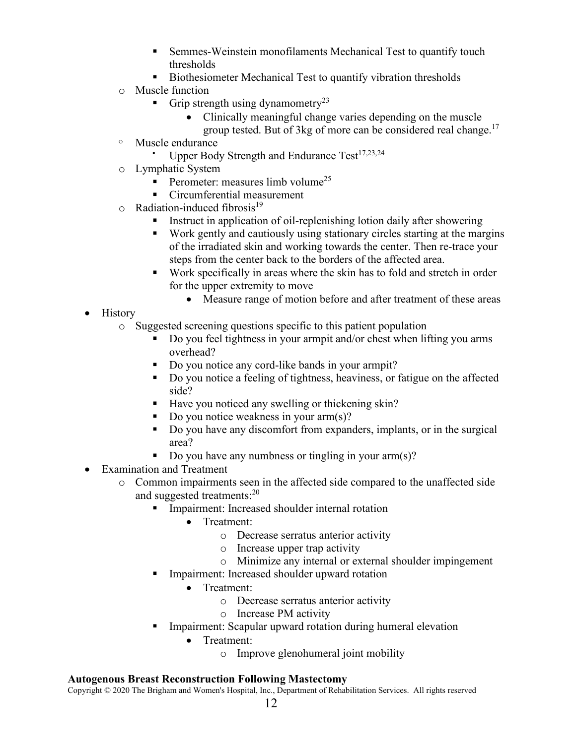- Semmes-Weinstein monofilaments Mechanical Test to quantify touch thresholds
- Biothesiometer Mechanical Test to quantify vibration thresholds

- Muscle function
  - Grip strength using dynamometry[23]
    - Clinically meaningful change varies depending on the muscle group tested. But of 3kg of more can be considered real change.[17]
- Muscle endurance
  - Upper Body Strength and Endurance Test[17,23,24]
- Lymphatic System
  - Perometer: measures limb volume[25]
  - Circumferential measurement
- Radiation-induced fibrosis[19]
  - Instruct in application of oil-replenishing lotion daily after showering
  - Work gently and cautiously using stationary circles starting at the margins of the irradiated skin and working towards the center. Then re-trace your steps from the center back to the borders of the affected area.
  - Work specifically in areas where the skin has to fold and stretch in order for the upper extremity to move
    - Measure range of motion before and after treatment of these areas

- History
  - Suggested screening questions specific to this patient population
    - Do you feel tightness in your armpit and/or chest when lifting you arms overhead?
    - Do you notice any cord-like bands in your armpit?
    - Do you notice a feeling of tightness, heaviness, or fatigue on the affected side?
    - Have you noticed any swelling or thickening skin?
    - Do you notice weakness in your arm(s)?
    - Do you have any discomfort from expanders, implants, or in the surgical area?
    - Do you have any numbness or tingling in your arm(s)?
- Examination and Treatment
  - Common impairments seen in the affected side compared to the unaffected side and suggested treatments:[20]
    - Impairment: Increased shoulder internal rotation
      - Treatment:
        - Decrease serratus anterior activity
        - Increase upper trap activity
        - Minimize any internal or external shoulder impingement
    - Impairment: Increased shoulder upward rotation
      - Treatment:
        - Decrease serratus anterior activity
        - Increase PM activity
    - Impairment: Scapular upward rotation during humeral elevation
      - Treatment:
        - Improve glenohumeral joint mobility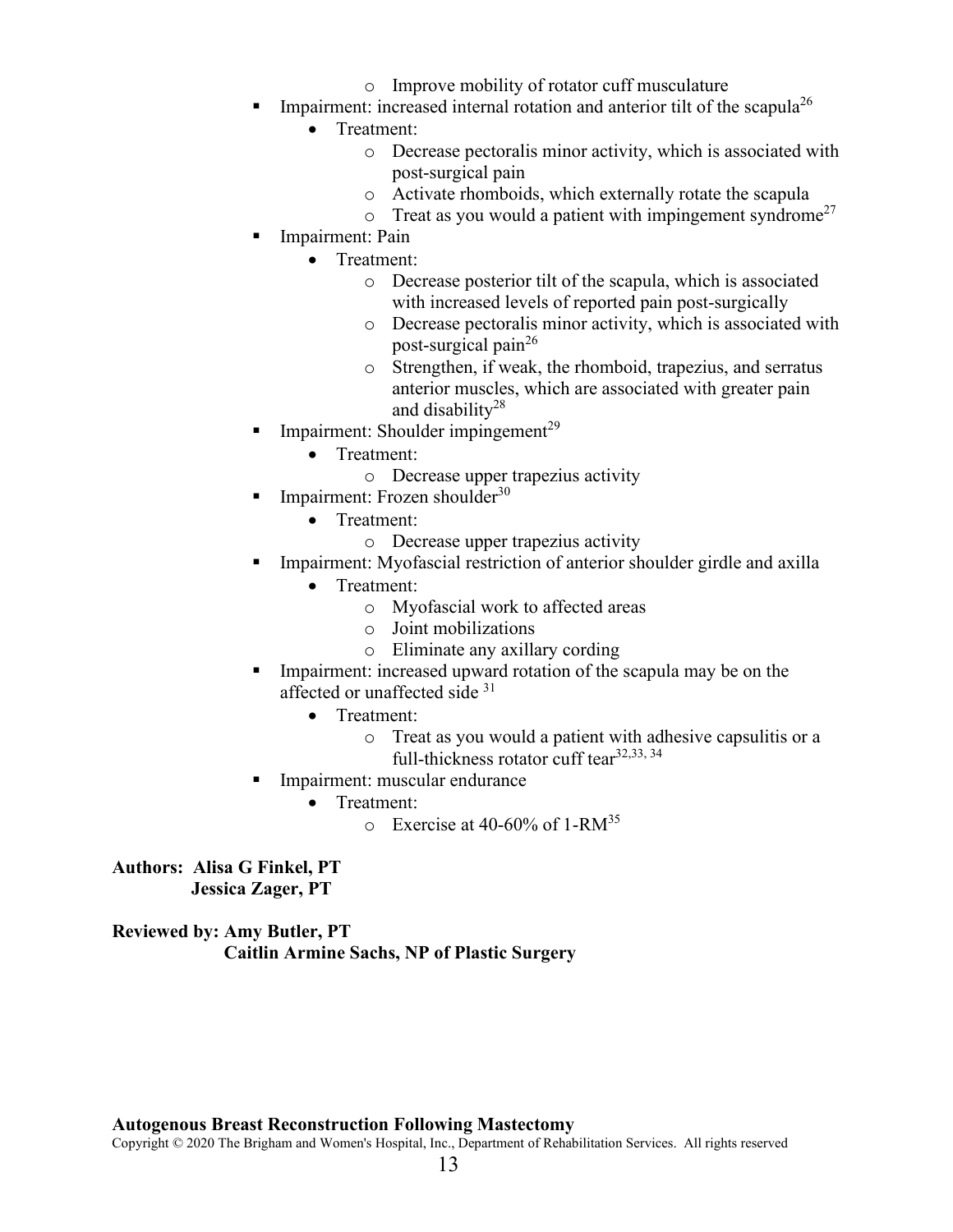- Improve mobility of rotator cuff musculature
- Impairment: increased internal rotation and anterior tilt of the scapula[26]
    - Treatment:
        - Decrease pectoralis minor activity, which is associated with post-surgical pain
        - Activate rhomboids, which externally rotate the scapula
        - Treat as you would a patient with impingement syndrome[27]
- Impairment: Pain
    - Treatment:
        - Decrease posterior tilt of the scapula, which is associated with increased levels of reported pain post-surgically
        - Decrease pectoralis minor activity, which is associated with post-surgical pain[26]
        - Strengthen, if weak, the rhomboid, trapezius, and serratus anterior muscles, which are associated with greater pain and disability[28]
- Impairment: Shoulder impingement[29]
    - Treatment:
        - Decrease upper trapezius activity
- Impairment: Frozen shoulder[30]
    - Treatment:
        - Decrease upper trapezius activity
- Impairment: Myofascial restriction of anterior shoulder girdle and axilla
    - Treatment:
        - Myofascial work to affected areas
        - Joint mobilizations
        - Eliminate any axillary cording
- Impairment: increased upward rotation of the scapula may be on the affected or unaffected side [31]
    - Treatment:
        - Treat as you would a patient with adhesive capsulitis or a full-thickness rotator cuff tear[32,33, 34]
- Impairment: muscular endurance
    - Treatment:
        - Exercise at 40-60% of 1-RM[35]

**Authors: Alisa G Finkel, PT**
**Jessica Zager, PT**

**Reviewed by: Amy Butler, PT**
**Caitlin Armine Sachs, NP of Plastic Surgery**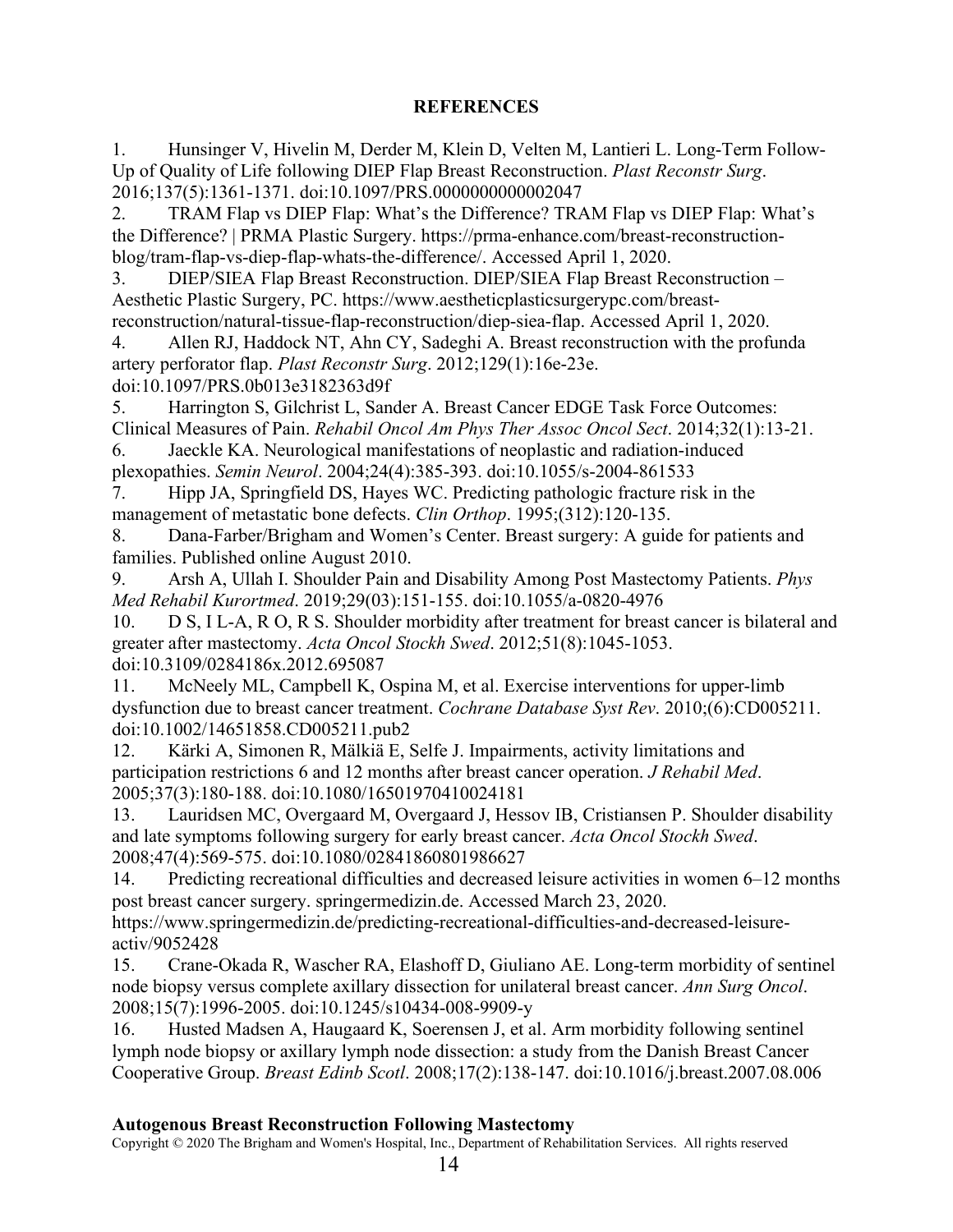## REFERENCES

1. Hunsinger V, Hivelin M, Derder M, Klein D, Velten M, Lantieri L. Long-Term Follow-Up of Quality of Life following DIEP Flap Breast Reconstruction. *Plast Reconstr Surg*. 2016;137(5):1361-1371. doi:10.1097/PRS.0000000000002047
2. TRAM Flap vs DIEP Flap: What's the Difference? TRAM Flap vs DIEP Flap: What's the Difference? | PRMA Plastic Surgery. https://prma-enhance.com/breast-reconstruction-blog/tram-flap-vs-diep-flap-whats-the-difference/. Accessed April 1, 2020.
3. DIEP/SIEA Flap Breast Reconstruction. DIEP/SIEA Flap Breast Reconstruction – Aesthetic Plastic Surgery, PC. https://www.aestheticplasticsurgerypc.com/breast-reconstruction/natural-tissue-flap-reconstruction/diep-siea-flap. Accessed April 1, 2020.
4. Allen RJ, Haddock NT, Ahn CY, Sadeghi A. Breast reconstruction with the profunda artery perforator flap. *Plast Reconstr Surg*. 2012;129(1):16e-23e. doi:10.1097/PRS.0b013e3182363d9f
5. Harrington S, Gilchrist L, Sander A. Breast Cancer EDGE Task Force Outcomes: Clinical Measures of Pain. *Rehabil Oncol Am Phys Ther Assoc Oncol Sect*. 2014;32(1):13-21.
6. Jaeckle KA. Neurological manifestations of neoplastic and radiation-induced plexopathies. *Semin Neurol*. 2004;24(4):385-393. doi:10.1055/s-2004-861533
7. Hipp JA, Springfield DS, Hayes WC. Predicting pathologic fracture risk in the management of metastatic bone defects. *Clin Orthop*. 1995;(312):120-135.
8. Dana-Farber/Brigham and Women's Center. Breast surgery: A guide for patients and families. Published online August 2010.
9. Arsh A, Ullah I. Shoulder Pain and Disability Among Post Mastectomy Patients. *Phys Med Rehabil Kurortmed*. 2019;29(03):151-155. doi:10.1055/a-0820-4976
10. D S, I L-A, R O, R S. Shoulder morbidity after treatment for breast cancer is bilateral and greater after mastectomy. *Acta Oncol Stockh Swed*. 2012;51(8):1045-1053. doi:10.3109/0284186x.2012.695087
11. McNeely ML, Campbell K, Ospina M, et al. Exercise interventions for upper-limb dysfunction due to breast cancer treatment. *Cochrane Database Syst Rev*. 2010;(6):CD005211. doi:10.1002/14651858.CD005211.pub2
12. Kärki A, Simonen R, Mälkiä E, Selfe J. Impairments, activity limitations and participation restrictions 6 and 12 months after breast cancer operation. *J Rehabil Med*. 2005;37(3):180-188. doi:10.1080/16501970410024181
13. Lauridsen MC, Overgaard M, Overgaard J, Hessov IB, Cristiansen P. Shoulder disability and late symptoms following surgery for early breast cancer. *Acta Oncol Stockh Swed*. 2008;47(4):569-575. doi:10.1080/02841860801986627
14. Predicting recreational difficulties and decreased leisure activities in women 6–12 months post breast cancer surgery. springermedizin.de. Accessed March 23, 2020. https://www.springermedizin.de/predicting-recreational-difficulties-and-decreased-leisure-activ/9052428
15. Crane-Okada R, Wascher RA, Elashoff D, Giuliano AE. Long-term morbidity of sentinel node biopsy versus complete axillary dissection for unilateral breast cancer. *Ann Surg Oncol*. 2008;15(7):1996-2005. doi:10.1245/s10434-008-9909-y
16. Husted Madsen A, Haugaard K, Soerensen J, et al. Arm morbidity following sentinel lymph node biopsy or axillary lymph node dissection: a study from the Danish Breast Cancer Cooperative Group. *Breast Edinb Scotl*. 2008;17(2):138-147. doi:10.1016/j.breast.2007.08.006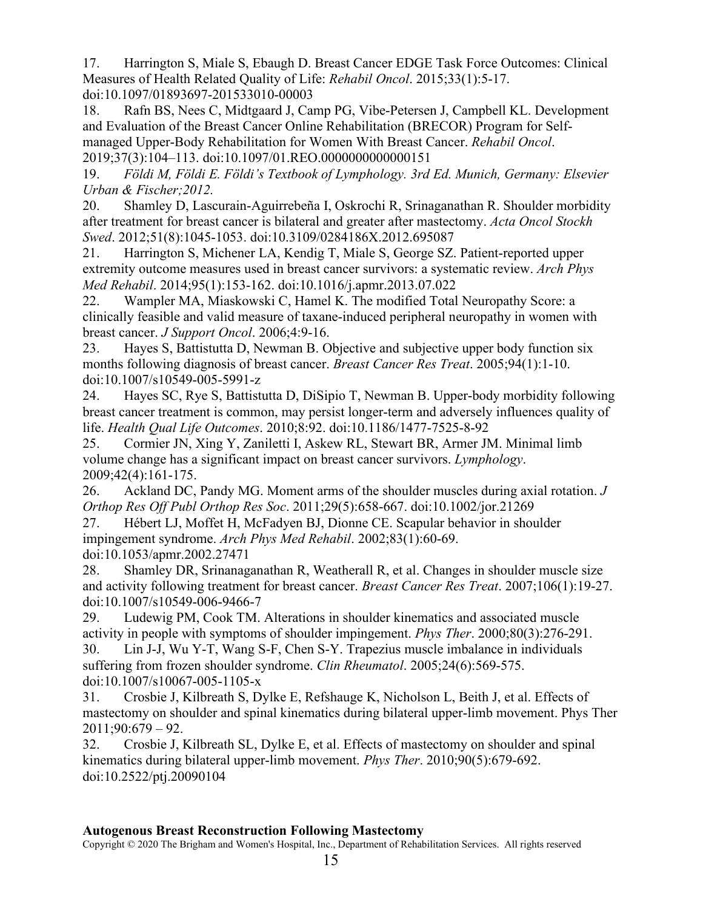17. Harrington S, Miale S, Ebaugh D. Breast Cancer EDGE Task Force Outcomes: Clinical Measures of Health Related Quality of Life: *Rehabil Oncol*. 2015;33(1):5-17. doi:10.1097/01893697-201533010-00003

18. Rafn BS, Nees C, Midtgaard J, Camp PG, Vibe-Petersen J, Campbell KL. Development and Evaluation of the Breast Cancer Online Rehabilitation (BRECOR) Program for Self-managed Upper-Body Rehabilitation for Women With Breast Cancer. *Rehabil Oncol*. 2019;37(3):104–113. doi:10.1097/01.REO.0000000000000151

19. *Földi M, Földi E. Földi's Textbook of Lymphology. 3rd Ed. Munich, Germany: Elsevier Urban & Fischer;2012.*

20. Shamley D, Lascurain-Aguirrebeña I, Oskrochi R, Srinaganathan R. Shoulder morbidity after treatment for breast cancer is bilateral and greater after mastectomy. *Acta Oncol Stockh Swed*. 2012;51(8):1045-1053. doi:10.3109/0284186X.2012.695087

21. Harrington S, Michener LA, Kendig T, Miale S, George SZ. Patient-reported upper extremity outcome measures used in breast cancer survivors: a systematic review. *Arch Phys Med Rehabil*. 2014;95(1):153-162. doi:10.1016/j.apmr.2013.07.022

22. Wampler MA, Miaskowski C, Hamel K. The modified Total Neuropathy Score: a clinically feasible and valid measure of taxane-induced peripheral neuropathy in women with breast cancer. *J Support Oncol*. 2006;4:9-16.

23. Hayes S, Battistutta D, Newman B. Objective and subjective upper body function six months following diagnosis of breast cancer. *Breast Cancer Res Treat*. 2005;94(1):1-10. doi:10.1007/s10549-005-5991-z

24. Hayes SC, Rye S, Battistutta D, DiSipio T, Newman B. Upper-body morbidity following breast cancer treatment is common, may persist longer-term and adversely influences quality of life. *Health Qual Life Outcomes*. 2010;8:92. doi:10.1186/1477-7525-8-92

25. Cormier JN, Xing Y, Zaniletti I, Askew RL, Stewart BR, Armer JM. Minimal limb volume change has a significant impact on breast cancer survivors. *Lymphology*. 2009;42(4):161-175.

26. Ackland DC, Pandy MG. Moment arms of the shoulder muscles during axial rotation. *J Orthop Res Off Publ Orthop Res Soc*. 2011;29(5):658-667. doi:10.1002/jor.21269

27. Hébert LJ, Moffet H, McFadyen BJ, Dionne CE. Scapular behavior in shoulder impingement syndrome. *Arch Phys Med Rehabil*. 2002;83(1):60-69. doi:10.1053/apmr.2002.27471

28. Shamley DR, Srinanaganathan R, Weatherall R, et al. Changes in shoulder muscle size and activity following treatment for breast cancer. *Breast Cancer Res Treat*. 2007;106(1):19-27. doi:10.1007/s10549-006-9466-7

29. Ludewig PM, Cook TM. Alterations in shoulder kinematics and associated muscle activity in people with symptoms of shoulder impingement. *Phys Ther*. 2000;80(3):276-291.

30. Lin J-J, Wu Y-T, Wang S-F, Chen S-Y. Trapezius muscle imbalance in individuals suffering from frozen shoulder syndrome. *Clin Rheumatol*. 2005;24(6):569-575. doi:10.1007/s10067-005-1105-x

31. Crosbie J, Kilbreath S, Dylke E, Refshauge K, Nicholson L, Beith J, et al. Effects of mastectomy on shoulder and spinal kinematics during bilateral upper-limb movement. Phys Ther 2011;90:679 – 92.

32. Crosbie J, Kilbreath SL, Dylke E, et al. Effects of mastectomy on shoulder and spinal kinematics during bilateral upper-limb movement. *Phys Ther*. 2010;90(5):679-692. doi:10.2522/ptj.20090104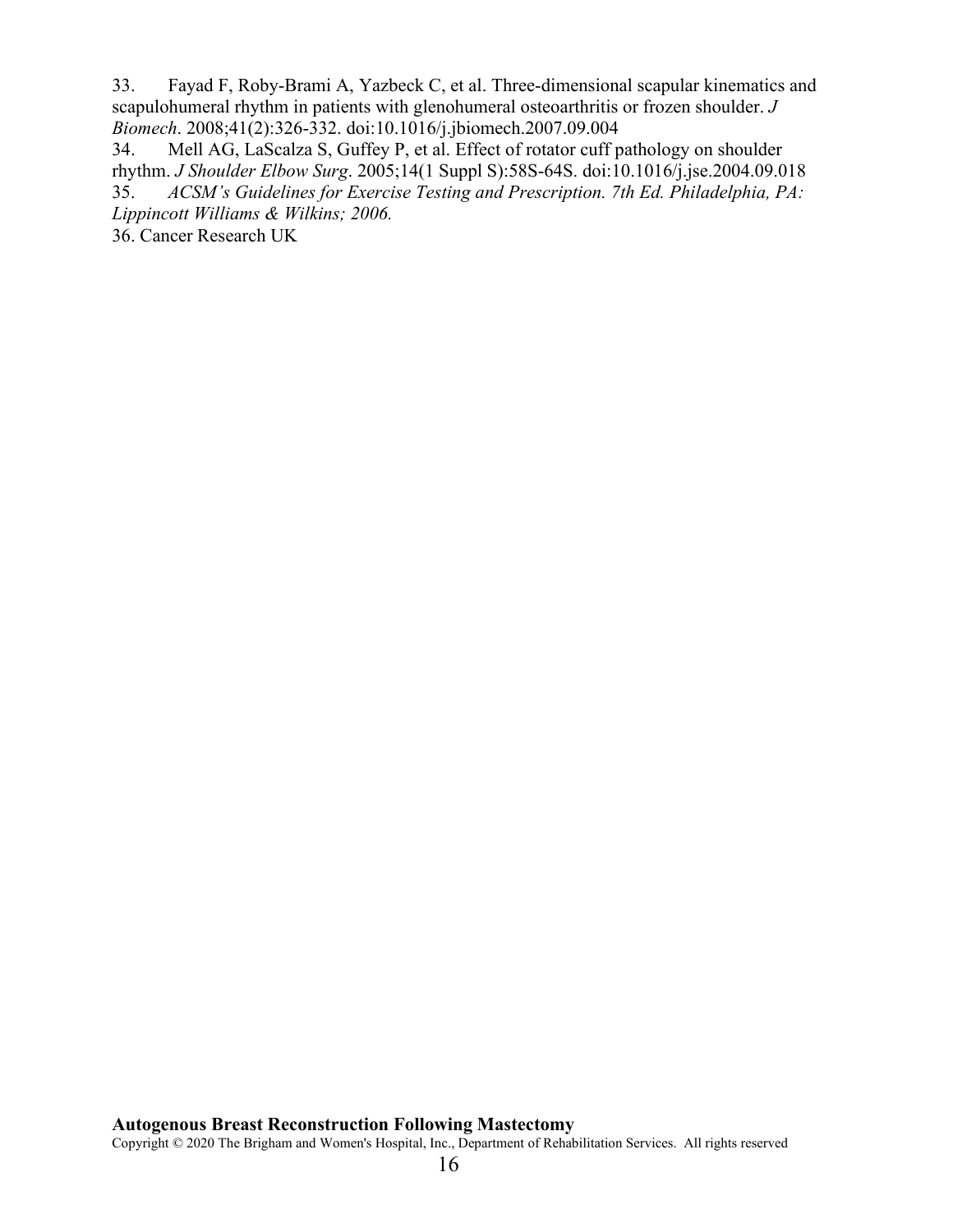33. Fayad F, Roby-Brami A, Yazbeck C, et al. Three-dimensional scapular kinematics and scapulohumeral rhythm in patients with glenohumeral osteoarthritis or frozen shoulder. *J Biomech*. 2008;41(2):326-332. doi:10.1016/j.jbiomech.2007.09.004

34. Mell AG, LaScalza S, Guffey P, et al. Effect of rotator cuff pathology on shoulder rhythm. *J Shoulder Elbow Surg*. 2005;14(1 Suppl S):58S-64S. doi:10.1016/j.jse.2004.09.018

35. *ACSM's Guidelines for Exercise Testing and Prescription. 7th Ed. Philadelphia, PA: Lippincott Williams & Wilkins; 2006.*

36. Cancer Research UK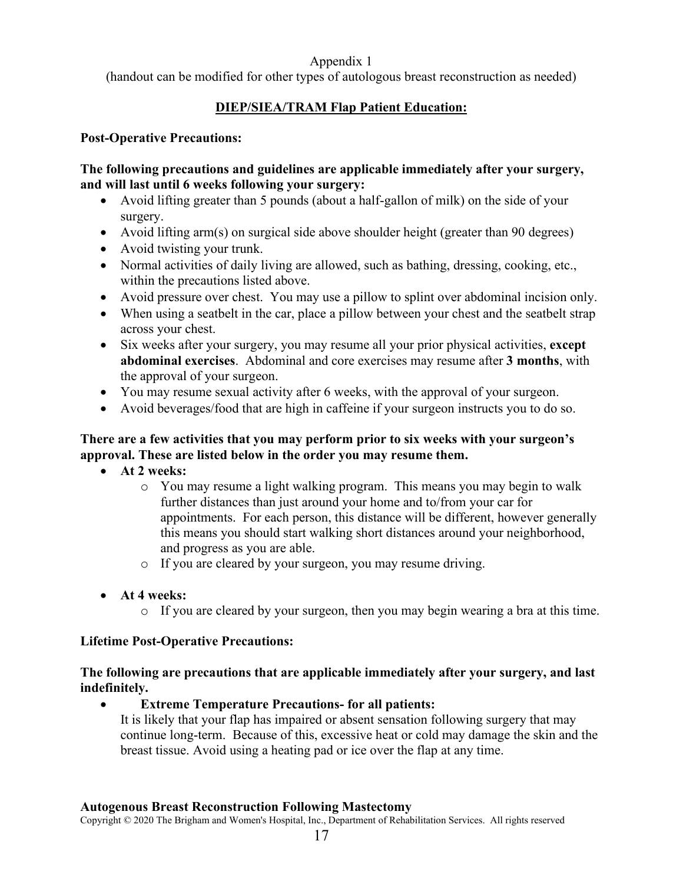Appendix 1

(handout can be modified for other types of autologous breast reconstruction as needed)

## DIEP/SIEA/TRAM Flap Patient Education:

**Post-Operative Precautions:**

**The following precautions and guidelines are applicable immediately after your surgery, and will last until 6 weeks following your surgery:**

- Avoid lifting greater than 5 pounds (about a half-gallon of milk) on the side of your surgery.
- Avoid lifting arm(s) on surgical side above shoulder height (greater than 90 degrees)
- Avoid twisting your trunk.
- Normal activities of daily living are allowed, such as bathing, dressing, cooking, etc., within the precautions listed above.
- Avoid pressure over chest. You may use a pillow to splint over abdominal incision only.
- When using a seatbelt in the car, place a pillow between your chest and the seatbelt strap across your chest.
- Six weeks after your surgery, you may resume all your prior physical activities, **except abdominal exercises**. Abdominal and core exercises may resume after **3 months**, with the approval of your surgeon.
- You may resume sexual activity after 6 weeks, with the approval of your surgeon.
- Avoid beverages/food that are high in caffeine if your surgeon instructs you to do so.

**There are a few activities that you may perform prior to six weeks with your surgeon's approval. These are listed below in the order you may resume them.**

- **At 2 weeks:**
  - You may resume a light walking program. This means you may begin to walk further distances than just around your home and to/from your car for appointments. For each person, this distance will be different, however generally this means you should start walking short distances around your neighborhood, and progress as you are able.
  - If you are cleared by your surgeon, you may resume driving.
- **At 4 weeks:**
  - If you are cleared by your surgeon, then you may begin wearing a bra at this time.

**Lifetime Post-Operative Precautions:**

**The following are precautions that are applicable immediately after your surgery, and last indefinitely.**

- **Extreme Temperature Precautions- for all patients:**
  It is likely that your flap has impaired or absent sensation following surgery that may continue long-term. Because of this, excessive heat or cold may damage the skin and the breast tissue. Avoid using a heating pad or ice over the flap at any time.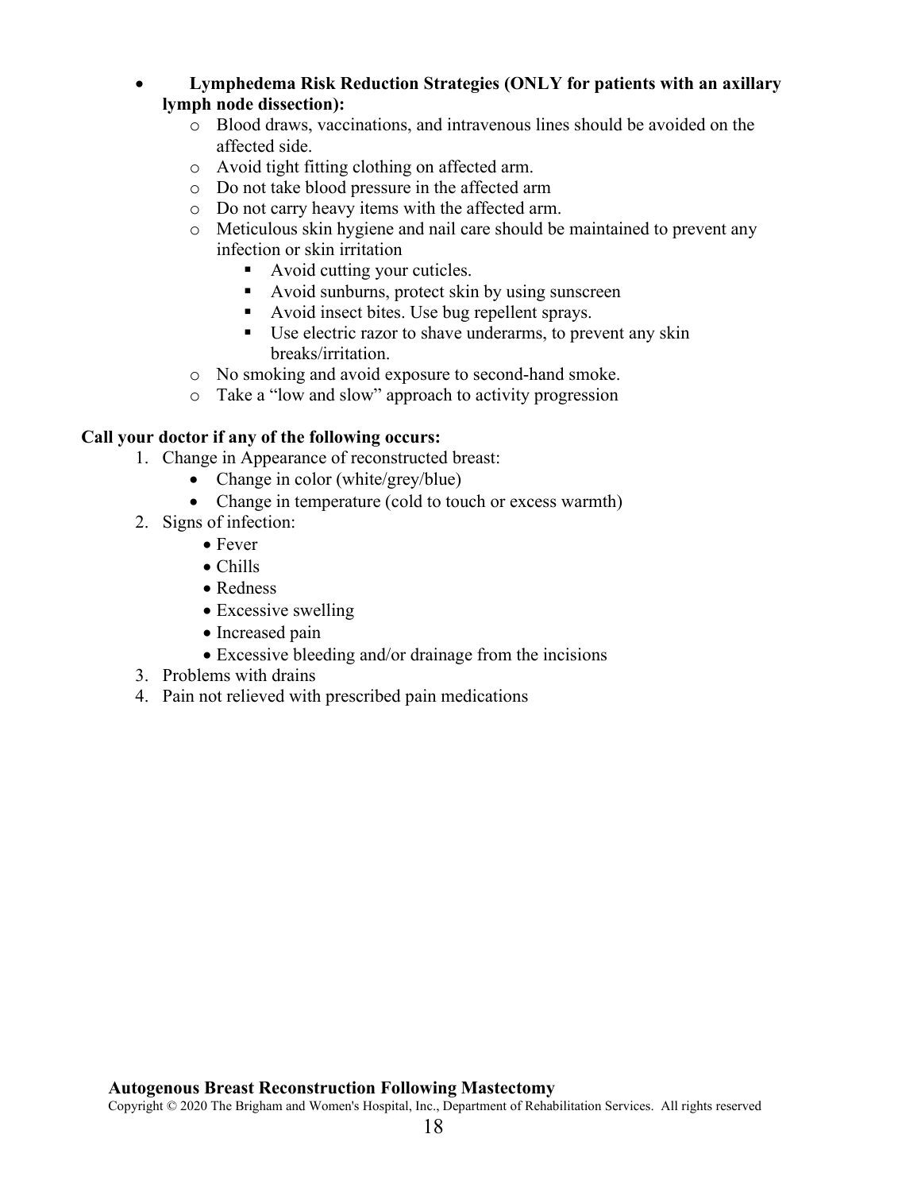- **Lymphedema Risk Reduction Strategies (ONLY for patients with an axillary lymph node dissection):**
  - Blood draws, vaccinations, and intravenous lines should be avoided on the affected side.
  - Avoid tight fitting clothing on affected arm.
  - Do not take blood pressure in the affected arm
  - Do not carry heavy items with the affected arm.
  - Meticulous skin hygiene and nail care should be maintained to prevent any infection or skin irritation
    - Avoid cutting your cuticles.
    - Avoid sunburns, protect skin by using sunscreen
    - Avoid insect bites. Use bug repellent sprays.
    - Use electric razor to shave underarms, to prevent any skin breaks/irritation.
  - No smoking and avoid exposure to second-hand smoke.
  - Take a "low and slow" approach to activity progression

**Call your doctor if any of the following occurs:**

1. Change in Appearance of reconstructed breast:
   - Change in color (white/grey/blue)
   - Change in temperature (cold to touch or excess warmth)
2. Signs of infection:
   - Fever
   - Chills
   - Redness
   - Excessive swelling
   - Increased pain
   - Excessive bleeding and/or drainage from the incisions
3. Problems with drains
4. Pain not relieved with prescribed pain medications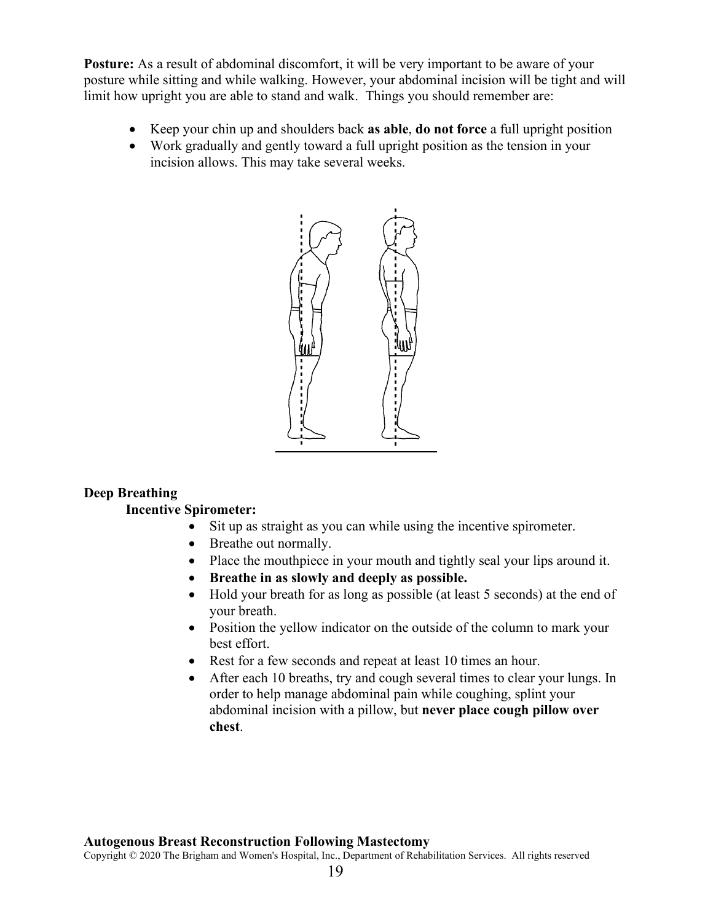**Posture:** As a result of abdominal discomfort, it will be very important to be aware of your posture while sitting and while walking. However, your abdominal incision will be tight and will limit how upright you are able to stand and walk. Things you should remember are:

- Keep your chin up and shoulders back **as able**, **do not force** a full upright position
- Work gradually and gently toward a full upright position as the tension in your incision allows. This may take several weeks.

**Deep Breathing**

**Incentive Spirometer:**

- Sit up as straight as you can while using the incentive spirometer.
- Breathe out normally.
- Place the mouthpiece in your mouth and tightly seal your lips around it.
- **Breathe in as slowly and deeply as possible.**
- Hold your breath for as long as possible (at least 5 seconds) at the end of your breath.
- Position the yellow indicator on the outside of the column to mark your best effort.
- Rest for a few seconds and repeat at least 10 times an hour.
- After each 10 breaths, try and cough several times to clear your lungs. In order to help manage abdominal pain while coughing, splint your abdominal incision with a pillow, but **never place cough pillow over chest**.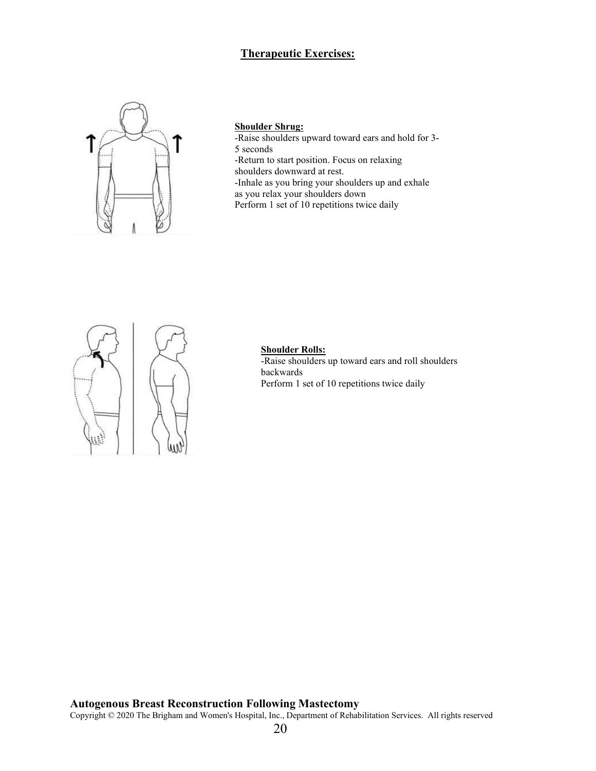## Therapeutic Exercises:

**Shoulder Shrug:**

-Raise shoulders upward toward ears and hold for 3-5 seconds

-Return to start position. Focus on relaxing shoulders downward at rest.

-Inhale as you bring your shoulders up and exhale as you relax your shoulders down

Perform 1 set of 10 repetitions twice daily

**Shoulder Rolls:**

-Raise shoulders up toward ears and roll shoulders backwards

Perform 1 set of 10 repetitions twice daily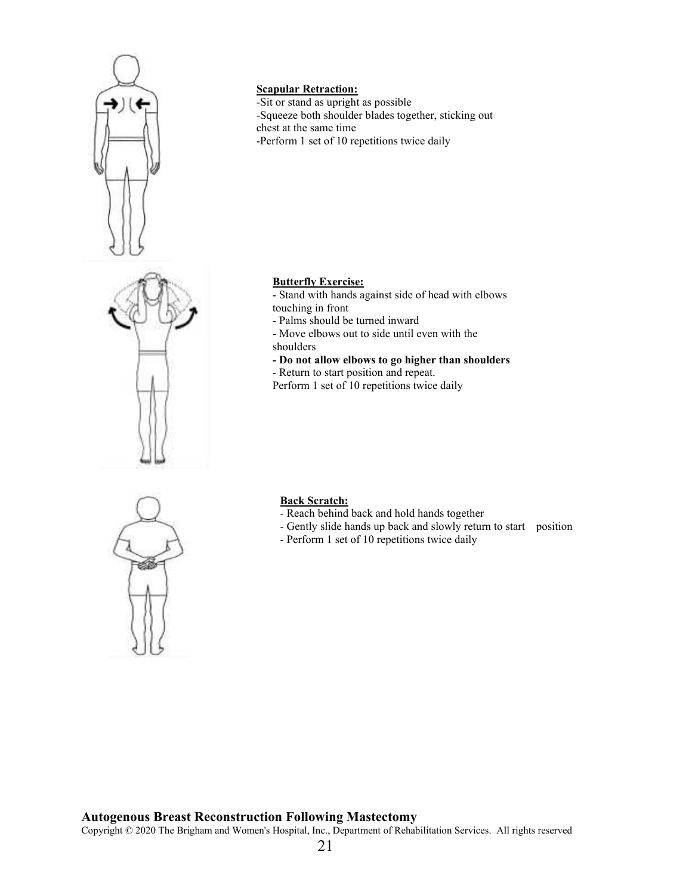**Scapular Retraction:**

-Sit or stand as upright as possible
-Squeeze both shoulder blades together, sticking out chest at the same time
-Perform 1 set of 10 repetitions twice daily

**Butterfly Exercise:**

- Stand with hands against side of head with elbows touching in front
- Palms should be turned inward
- Move elbows out to side until even with the shoulders
- **Do not allow elbows to go higher than shoulders**
- Return to start position and repeat.

Perform 1 set of 10 repetitions twice daily

**Back Scratch:**

- Reach behind back and hold hands together
- Gently slide hands up back and slowly return to start position
- Perform 1 set of 10 repetitions twice daily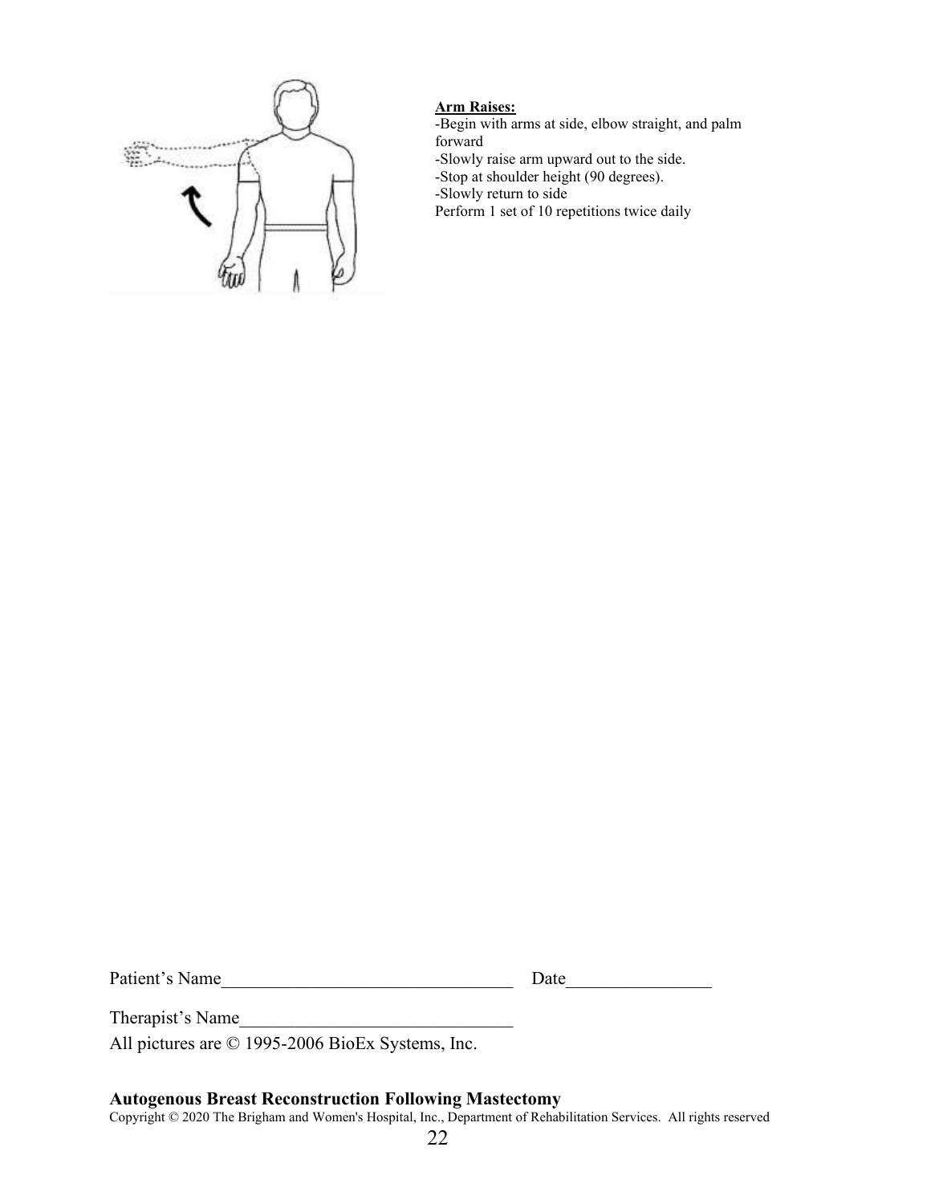**Arm Raises:**

-Begin with arms at side, elbow straight, and palm forward
-Slowly raise arm upward out to the side.
-Stop at shoulder height (90 degrees).
-Slowly return to side
Perform 1 set of 10 repetitions twice daily

Patient's Name________________________________ Date________________

Therapist's Name______________________________

All pictures are © 1995-2006 BioEx Systems, Inc.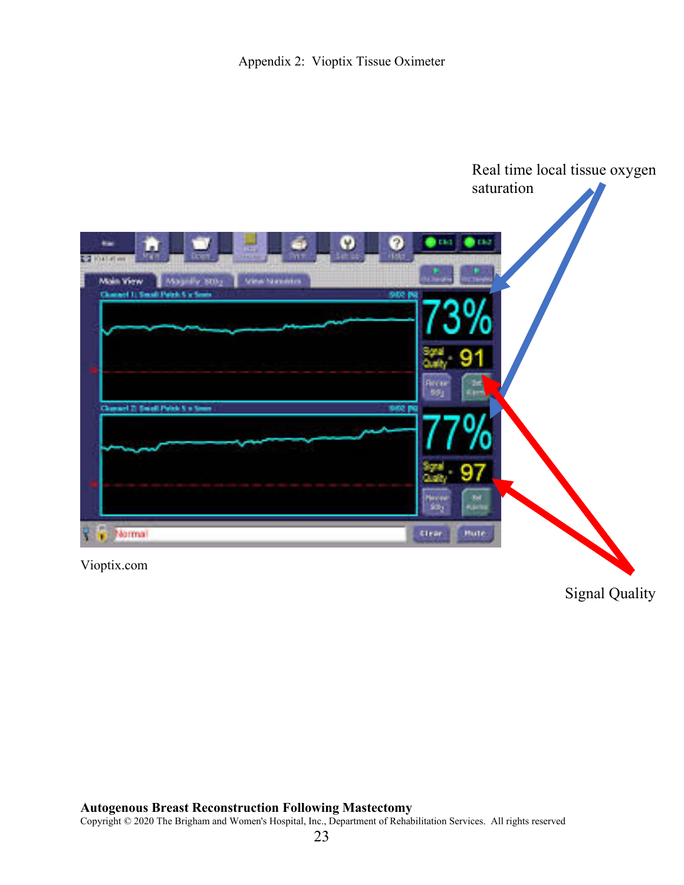Appendix 2: Vioptix Tissue Oximeter

Real time local tissue oxygen saturation

Signal Quality

Vioptix.com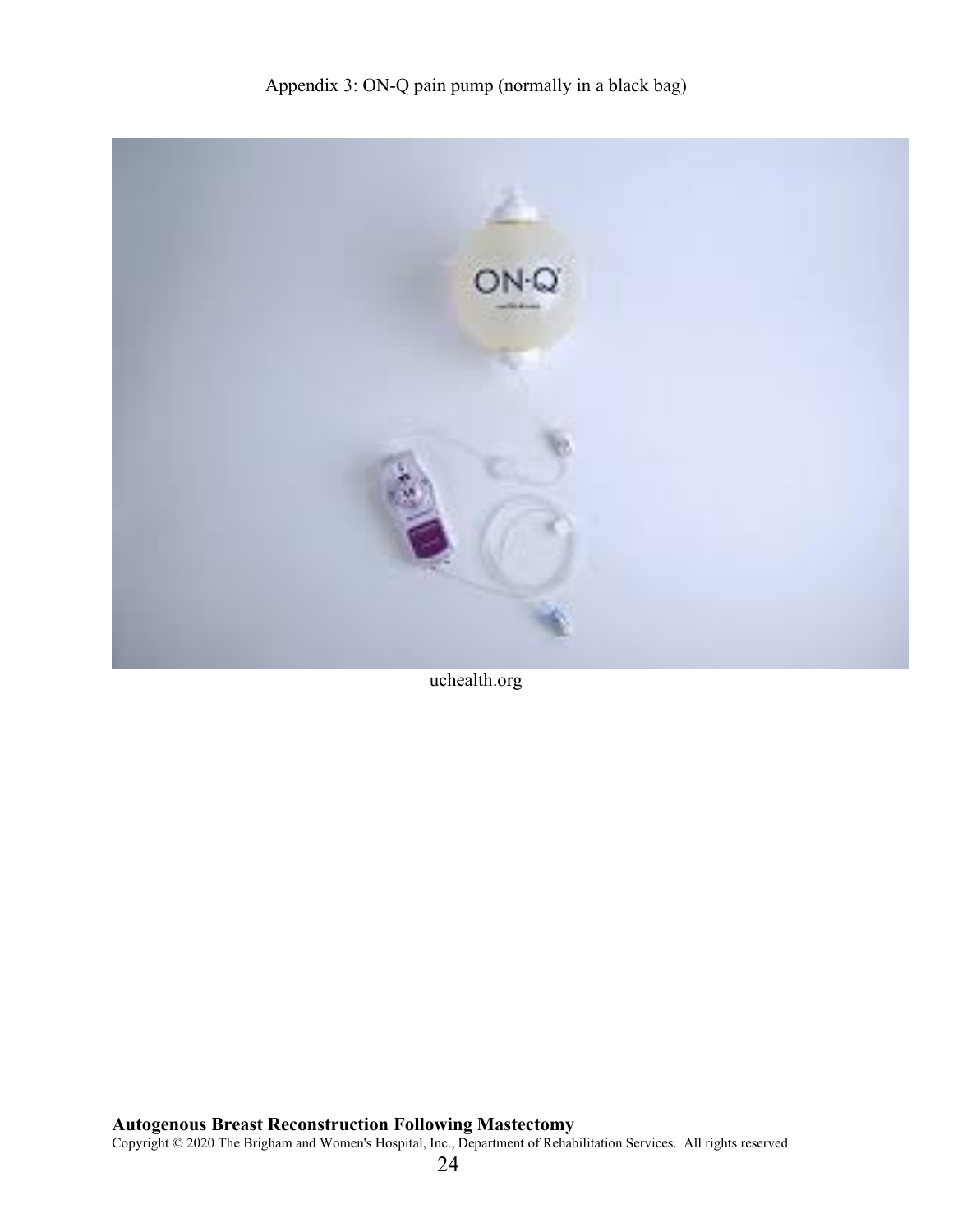Appendix 3: ON-Q pain pump (normally in a black bag)

uchealth.org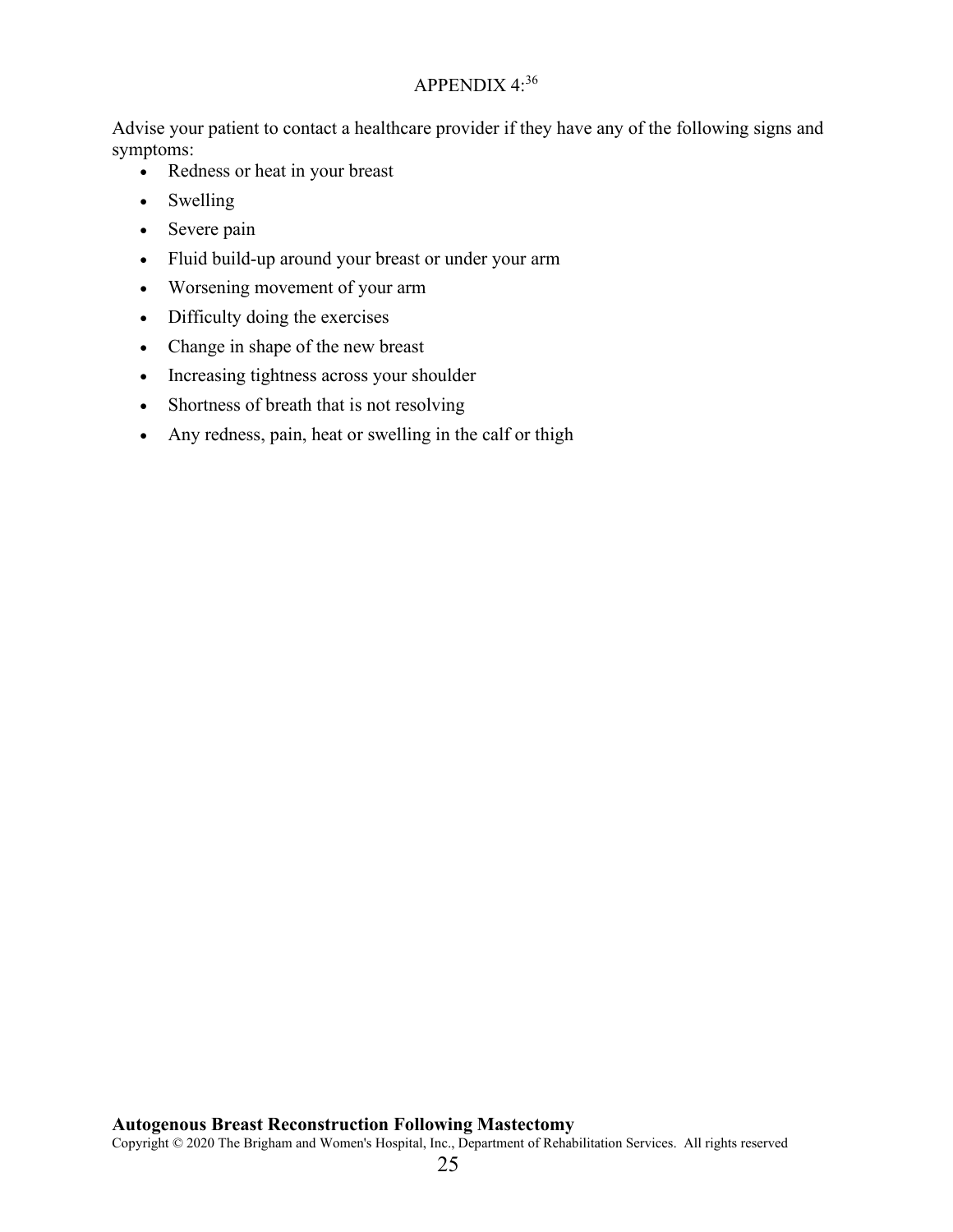## APPENDIX 4:[36]

Advise your patient to contact a healthcare provider if they have any of the following signs and symptoms:

- Redness or heat in your breast
- Swelling
- Severe pain
- Fluid build-up around your breast or under your arm
- Worsening movement of your arm
- Difficulty doing the exercises
- Change in shape of the new breast
- Increasing tightness across your shoulder
- Shortness of breath that is not resolving
- Any redness, pain, heat or swelling in the calf or thigh